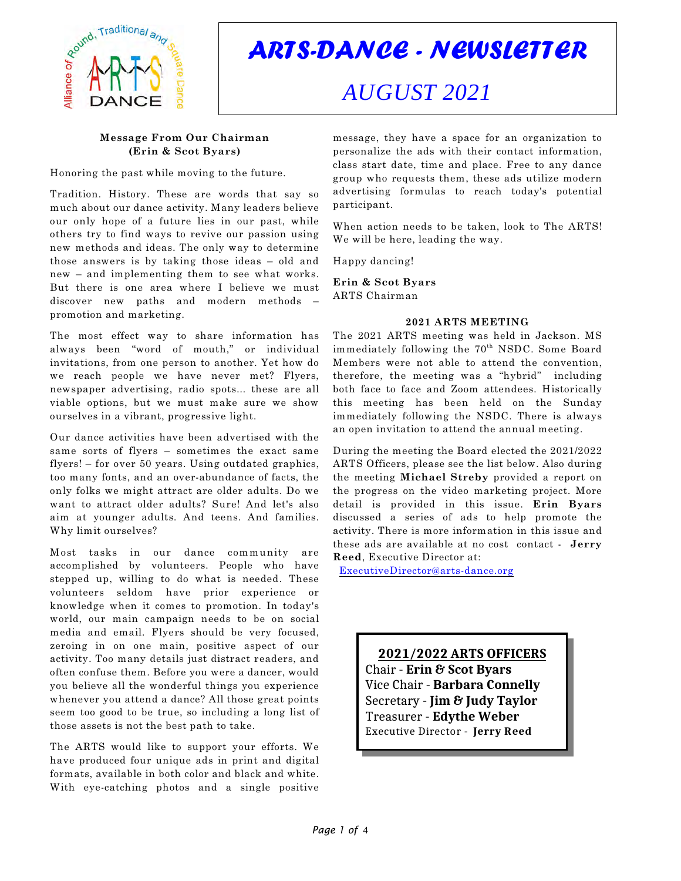# ARTS-DANCE - NEWSLETTER

## AUGUST 2021

### Message From Our Chairman
**(Erin & Scot Byars)**

Honoring the past while moving to the future.

Tradition. History. These are words that say so much about our dance activity. Many leaders believe our only hope of a future lies in our past, while others try to find ways to revive our passion using new methods and ideas. The only way to determine those answers is by taking those ideas – old and new – and implementing them to see what works. But there is one area where I believe we must discover new paths and modern methods – promotion and marketing.

The most effect way to share information has always been "word of mouth," or individual invitations, from one person to another. Yet how do we reach people we have never met? Flyers, newspaper advertising, radio spots... these are all viable options, but we must make sure we show ourselves in a vibrant, progressive light.

Our dance activities have been advertised with the same sorts of flyers – sometimes the exact same flyers! – for over 50 years. Using outdated graphics, too many fonts, and an over-abundance of facts, the only folks we might attract are older adults. Do we want to attract older adults? Sure! And let's also aim at younger adults. And teens. And families. Why limit ourselves?

Most tasks in our dance community are accomplished by volunteers. People who have stepped up, willing to do what is needed. These volunteers seldom have prior experience or knowledge when it comes to promotion. In today's world, our main campaign needs to be on social media and email. Flyers should be very focused, zeroing in on one main, positive aspect of our activity. Too many details just distract readers, and often confuse them. Before you were a dancer, would you believe all the wonderful things you experience whenever you attend a dance? All those great points seem too good to be true, so including a long list of those assets is not the best path to take.

The ARTS would like to support your efforts. We have produced four unique ads in print and digital formats, available in both color and black and white. With eye-catching photos and a single positive message, they have a space for an organization to personalize the ads with their contact information, class start date, time and place. Free to any dance group who requests them, these ads utilize modern advertising formulas to reach today's potential participant.

When action needs to be taken, look to The ARTS! We will be here, leading the way.

Happy dancing!

**Erin & Scot Byars**
ARTS Chairman

### 2021 ARTS MEETING

The 2021 ARTS meeting was held in Jackson. MS immediately following the 70th NSDC. Some Board Members were not able to attend the convention, therefore, the meeting was a "hybrid" including both face to face and Zoom attendees. Historically this meeting has been held on the Sunday immediately following the NSDC. There is always an open invitation to attend the annual meeting.

During the meeting the Board elected the 2021/2022 ARTS Officers, please see the list below. Also during the meeting **Michael Streby** provided a report on the progress on the video marketing project. More detail is provided in this issue. **Erin Byars** discussed a series of ads to help promote the activity. There is more information in this issue and these ads are available at no cost contact - **Jerry Reed**, Executive Director at:
ExecutiveDirector@arts-dance.org

**2021/2022 ARTS OFFICERS**

Chair - **Erin & Scot Byars**
Vice Chair - **Barbara Connelly**
Secretary - **Jim & Judy Taylor**
Treasurer - **Edythe Weber**
Executive Director - **Jerry Reed**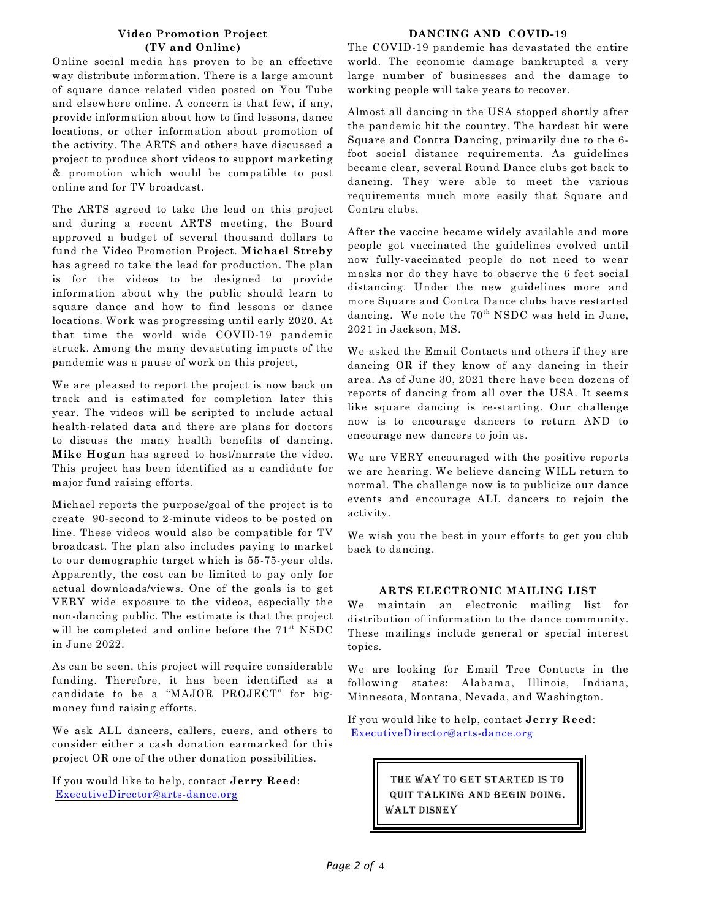## Video Promotion Project (TV and Online)

Online social media has proven to be an effective way distribute information. There is a large amount of square dance related video posted on You Tube and elsewhere online. A concern is that few, if any, provide information about how to find lessons, dance locations, or other information about promotion of the activity. The ARTS and others have discussed a project to produce short videos to support marketing & promotion which would be compatible to post online and for TV broadcast.

The ARTS agreed to take the lead on this project and during a recent ARTS meeting, the Board approved a budget of several thousand dollars to fund the Video Promotion Project. **Michael Streby** has agreed to take the lead for production. The plan is for the videos to be designed to provide information about why the public should learn to square dance and how to find lessons or dance locations. Work was progressing until early 2020. At that time the world wide COVID-19 pandemic struck. Among the many devastating impacts of the pandemic was a pause of work on this project,

We are pleased to report the project is now back on track and is estimated for completion later this year. The videos will be scripted to include actual health-related data and there are plans for doctors to discuss the many health benefits of dancing. **Mike Hogan** has agreed to host/narrate the video. This project has been identified as a candidate for major fund raising efforts.

Michael reports the purpose/goal of the project is to create 90-second to 2-minute videos to be posted on line. These videos would also be compatible for TV broadcast. The plan also includes paying to market to our demographic target which is 55-75-year olds. Apparently, the cost can be limited to pay only for actual downloads/views. One of the goals is to get VERY wide exposure to the videos, especially the non-dancing public. The estimate is that the project will be completed and online before the 71st NSDC in June 2022.

As can be seen, this project will require considerable funding. Therefore, it has been identified as a candidate to be a "MAJOR PROJECT" for big-money fund raising efforts.

We ask ALL dancers, callers, cuers, and others to consider either a cash donation earmarked for this project OR one of the other donation possibilities.

If you would like to help, contact **Jerry Reed**: ExecutiveDirector@arts-dance.org

## DANCING AND COVID-19

The COVID-19 pandemic has devastated the entire world. The economic damage bankrupted a very large number of businesses and the damage to working people will take years to recover.

Almost all dancing in the USA stopped shortly after the pandemic hit the country. The hardest hit were Square and Contra Dancing, primarily due to the 6-foot social distance requirements. As guidelines became clear, several Round Dance clubs got back to dancing. They were able to meet the various requirements much more easily that Square and Contra clubs.

After the vaccine became widely available and more people got vaccinated the guidelines evolved until now fully-vaccinated people do not need to wear masks nor do they have to observe the 6 feet social distancing. Under the new guidelines more and more Square and Contra Dance clubs have restarted dancing. We note the 70th NSDC was held in June, 2021 in Jackson, MS.

We asked the Email Contacts and others if they are dancing OR if they know of any dancing in their area. As of June 30, 2021 there have been dozens of reports of dancing from all over the USA. It seems like square dancing is re-starting. Our challenge now is to encourage dancers to return AND to encourage new dancers to join us.

We are VERY encouraged with the positive reports we are hearing. We believe dancing WILL return to normal. The challenge now is to publicize our dance events and encourage ALL dancers to rejoin the activity.

We wish you the best in your efforts to get you club back to dancing.

## ARTS ELECTRONIC MAILING LIST

We maintain an electronic mailing list for distribution of information to the dance community. These mailings include general or special interest topics.

We are looking for Email Tree Contacts in the following states: Alabama, Illinois, Indiana, Minnesota, Montana, Nevada, and Washington.

If you would like to help, contact **Jerry Reed**: ExecutiveDirector@arts-dance.org

> THE WAY TO GET STARTED IS TO QUIT TALKING AND BEGIN DOING.
> WALT DISNEY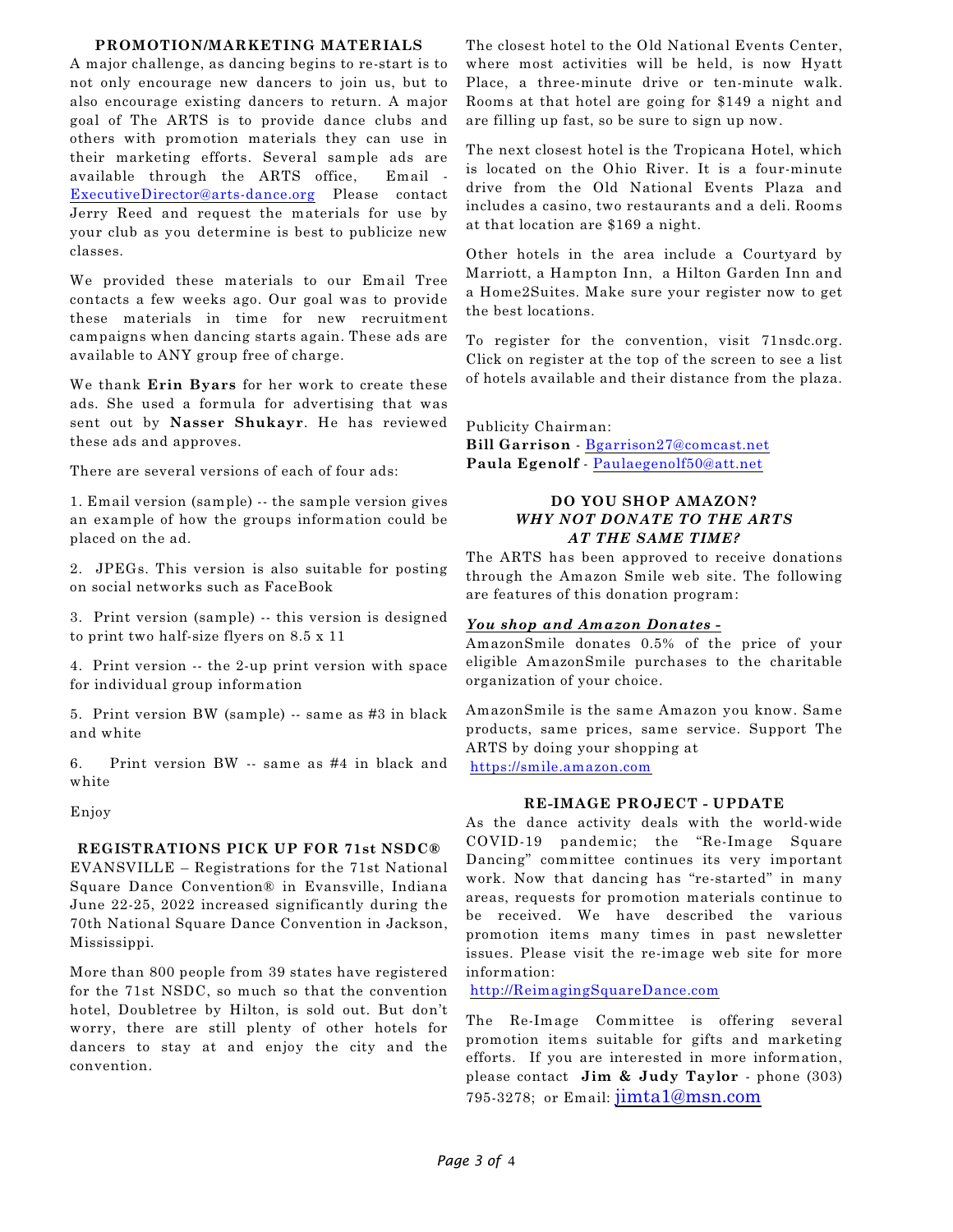## PROMOTION/MARKETING MATERIALS

A major challenge, as dancing begins to re-start is to not only encourage new dancers to join us, but to also encourage existing dancers to return. A major goal of The ARTS is to provide dance clubs and others with promotion materials they can use in their marketing efforts. Several sample ads are available through the ARTS office, Email - ExecutiveDirector@arts-dance.org Please contact Jerry Reed and request the materials for use by your club as you determine is best to publicize new classes.

We provided these materials to our Email Tree contacts a few weeks ago. Our goal was to provide these materials in time for new recruitment campaigns when dancing starts again. These ads are available to ANY group free of charge.

We thank **Erin Byars** for her work to create these ads. She used a formula for advertising that was sent out by **Nasser Shukayr**. He has reviewed these ads and approves.

There are several versions of each of four ads:

1. Email version (sample) -- the sample version gives an example of how the groups information could be placed on the ad.
2. JPEGs. This version is also suitable for posting on social networks such as FaceBook
3. Print version (sample) -- this version is designed to print two half-size flyers on 8.5 x 11
4. Print version -- the 2-up print version with space for individual group information
5. Print version BW (sample) -- same as #3 in black and white
6. Print version BW -- same as #4 in black and white

Enjoy

## REGISTRATIONS PICK UP FOR 71st NSDC®

EVANSVILLE – Registrations for the 71st National Square Dance Convention® in Evansville, Indiana June 22-25, 2022 increased significantly during the 70th National Square Dance Convention in Jackson, Mississippi.

More than 800 people from 39 states have registered for the 71st NSDC, so much so that the convention hotel, Doubletree by Hilton, is sold out. But don't worry, there are still plenty of other hotels for dancers to stay at and enjoy the city and the convention.

The closest hotel to the Old National Events Center, where most activities will be held, is now Hyatt Place, a three-minute drive or ten-minute walk. Rooms at that hotel are going for $149 a night and are filling up fast, so be sure to sign up now.

The next closest hotel is the Tropicana Hotel, which is located on the Ohio River. It is a four-minute drive from the Old National Events Plaza and includes a casino, two restaurants and a deli. Rooms at that location are $169 a night.

Other hotels in the area include a Courtyard by Marriott, a Hampton Inn, a Hilton Garden Inn and a Home2Suites. Make sure your register now to get the best locations.

To register for the convention, visit 71nsdc.org. Click on register at the top of the screen to see a list of hotels available and their distance from the plaza.

Publicity Chairman:
**Bill Garrison** - Bgarrison27@comcast.net
**Paula Egenolf** - Paulaegenolf50@att.net

## DO YOU SHOP AMAZON?
### *WHY NOT DONATE TO THE ARTS AT THE SAME TIME?*

The ARTS has been approved to receive donations through the Amazon Smile web site. The following are features of this donation program:

***You shop and Amazon Donates -***
AmazonSmile donates 0.5% of the price of your eligible AmazonSmile purchases to the charitable organization of your choice.

AmazonSmile is the same Amazon you know. Same products, same prices, same service. Support The ARTS by doing your shopping at
https://smile.amazon.com

## RE-IMAGE PROJECT - UPDATE

As the dance activity deals with the world-wide COVID-19 pandemic; the "Re-Image Square Dancing" committee continues its very important work. Now that dancing has "re-started" in many areas, requests for promotion materials continue to be received. We have described the various promotion items many times in past newsletter issues. Please visit the re-image web site for more information:
http://ReimagingSquareDance.com

The Re-Image Committee is offering several promotion items suitable for gifts and marketing efforts. If you are interested in more information, please contact **Jim & Judy Taylor** - phone (303) 795-3278; or Email: jimta1@msn.com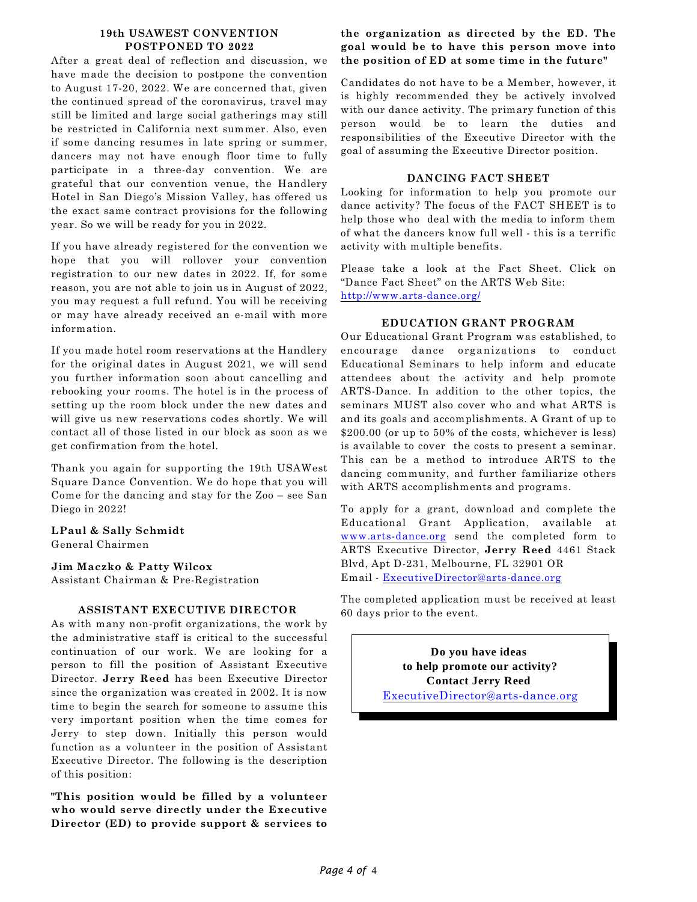## 19th USAWEST CONVENTION POSTPONED TO 2022

After a great deal of reflection and discussion, we have made the decision to postpone the convention to August 17-20, 2022. We are concerned that, given the continued spread of the coronavirus, travel may still be limited and large social gatherings may still be restricted in California next summer. Also, even if some dancing resumes in late spring or summer, dancers may not have enough floor time to fully participate in a three-day convention. We are grateful that our convention venue, the Handlery Hotel in San Diego's Mission Valley, has offered us the exact same contract provisions for the following year. So we will be ready for you in 2022.

If you have already registered for the convention we hope that you will rollover your convention registration to our new dates in 2022. If, for some reason, you are not able to join us in August of 2022, you may request a full refund. You will be receiving or may have already received an e-mail with more information.

If you made hotel room reservations at the Handlery for the original dates in August 2021, we will send you further information soon about cancelling and rebooking your rooms. The hotel is in the process of setting up the room block under the new dates and will give us new reservations codes shortly. We will contact all of those listed in our block as soon as we get confirmation from the hotel.

Thank you again for supporting the 19th USAWest Square Dance Convention. We do hope that you will Come for the dancing and stay for the Zoo – see San Diego in 2022!

**LPaul & Sally Schmidt**
General Chairmen

**Jim Maczko & Patty Wilcox**
Assistant Chairman & Pre-Registration

## ASSISTANT EXECUTIVE DIRECTOR

As with many non-profit organizations, the work by the administrative staff is critical to the successful continuation of our work. We are looking for a person to fill the position of Assistant Executive Director. **Jerry Reed** has been Executive Director since the organization was created in 2002. It is now time to begin the search for someone to assume this very important position when the time comes for Jerry to step down. Initially this person would function as a volunteer in the position of Assistant Executive Director. The following is the description of this position:

**"This position would be filled by a volunteer who would serve directly under the Executive Director (ED) to provide support & services to the organization as directed by the ED. The goal would be to have this person move into the position of ED at some time in the future"**

Candidates do not have to be a Member, however, it is highly recommended they be actively involved with our dance activity. The primary function of this person would be to learn the duties and responsibilities of the Executive Director with the goal of assuming the Executive Director position.

## DANCING FACT SHEET

Looking for information to help you promote our dance activity? The focus of the FACT SHEET is to help those who deal with the media to inform them of what the dancers know full well - this is a terrific activity with multiple benefits.

Please take a look at the Fact Sheet. Click on "Dance Fact Sheet" on the ARTS Web Site: http://www.arts-dance.org/

## EDUCATION GRANT PROGRAM

Our Educational Grant Program was established, to encourage dance organizations to conduct Educational Seminars to help inform and educate attendees about the activity and help promote ARTS-Dance. In addition to the other topics, the seminars MUST also cover who and what ARTS is and its goals and accomplishments. A Grant of up to $200.00 (or up to 50% of the costs, whichever is less) is available to cover the costs to present a seminar. This can be a method to introduce ARTS to the dancing community, and further familiarize others with ARTS accomplishments and programs.

To apply for a grant, download and complete the Educational Grant Application, available at www.arts-dance.org send the completed form to ARTS Executive Director, **Jerry Reed** 4461 Stack Blvd, Apt D-231, Melbourne, FL 32901 OR
Email - ExecutiveDirector@arts-dance.org

The completed application must be received at least 60 days prior to the event.

**Do you have ideas to help promote our activity?**
**Contact Jerry Reed**
ExecutiveDirector@arts-dance.org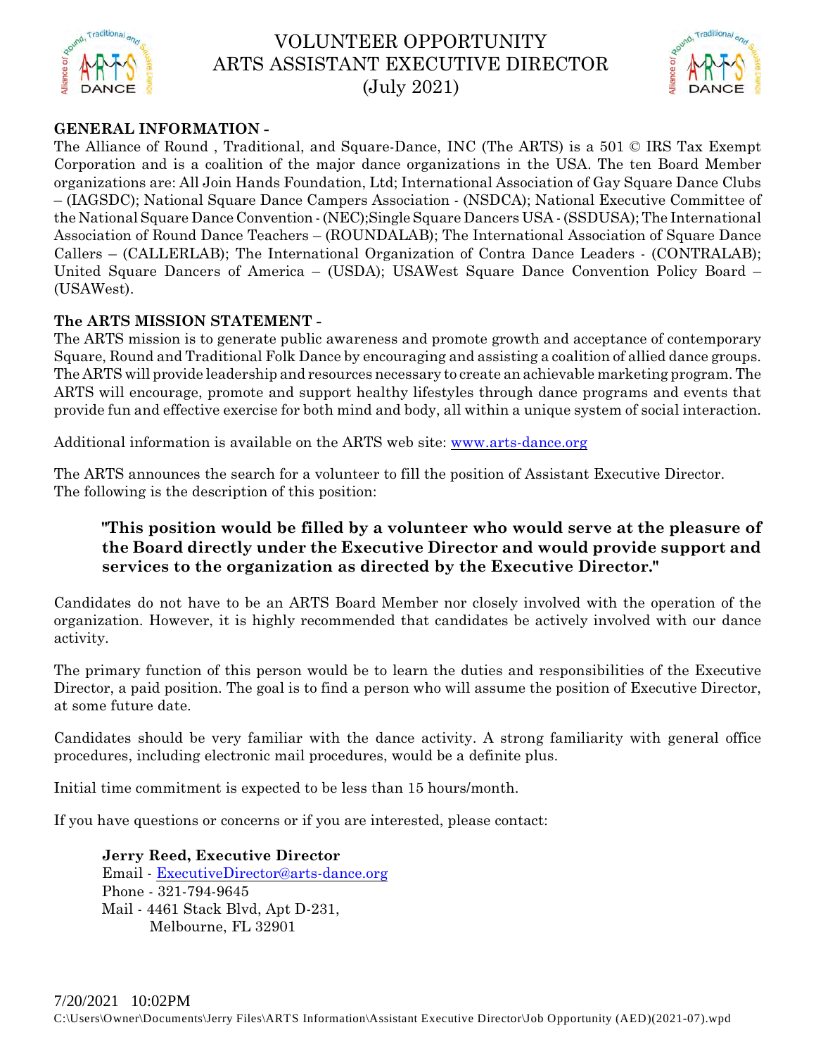# VOLUNTEER OPPORTUNITY
# ARTS ASSISTANT EXECUTIVE DIRECTOR
# (July 2021)

**GENERAL INFORMATION -**
The Alliance of Round , Traditional, and Square-Dance, INC (The ARTS) is a 501 © IRS Tax Exempt Corporation and is a coalition of the major dance organizations in the USA. The ten Board Member organizations are: All Join Hands Foundation, Ltd; International Association of Gay Square Dance Clubs – (IAGSDC); National Square Dance Campers Association - (NSDCA); National Executive Committee of the National Square Dance Convention - (NEC);Single Square Dancers USA - (SSDUSA); The International Association of Round Dance Teachers – (ROUNDALAB); The International Association of Square Dance Callers – (CALLERLAB); The International Organization of Contra Dance Leaders - (CONTRALAB); United Square Dancers of America – (USDA); USAWest Square Dance Convention Policy Board – (USAWest).

**The ARTS MISSION STATEMENT -**
The ARTS mission is to generate public awareness and promote growth and acceptance of contemporary Square, Round and Traditional Folk Dance by encouraging and assisting a coalition of allied dance groups. The ARTS will provide leadership and resources necessary to create an achievable marketing program. The ARTS will encourage, promote and support healthy lifestyles through dance programs and events that provide fun and effective exercise for both mind and body, all within a unique system of social interaction.

Additional information is available on the ARTS web site: www.arts-dance.org

The ARTS announces the search for a volunteer to fill the position of Assistant Executive Director. The following is the description of this position:

> **"This position would be filled by a volunteer who would serve at the pleasure of the Board directly under the Executive Director and would provide support and services to the organization as directed by the Executive Director."**

Candidates do not have to be an ARTS Board Member nor closely involved with the operation of the organization. However, it is highly recommended that candidates be actively involved with our dance activity.

The primary function of this person would be to learn the duties and responsibilities of the Executive Director, a paid position. The goal is to find a person who will assume the position of Executive Director, at some future date.

Candidates should be very familiar with the dance activity. A strong familiarity with general office procedures, including electronic mail procedures, would be a definite plus.

Initial time commitment is expected to be less than 15 hours/month.

If you have questions or concerns or if you are interested, please contact:

**Jerry Reed, Executive Director**
Email - ExecutiveDirector@arts-dance.org
Phone - 321-794-9645
Mail - 4461 Stack Blvd, Apt D-231,
Melbourne, FL 32901

7/20/2021 10:02PM
C:\Users\Owner\Documents\Jerry Files\ARTS Information\Assistant Executive Director\Job Opportunity (AED)(2021-07).wpd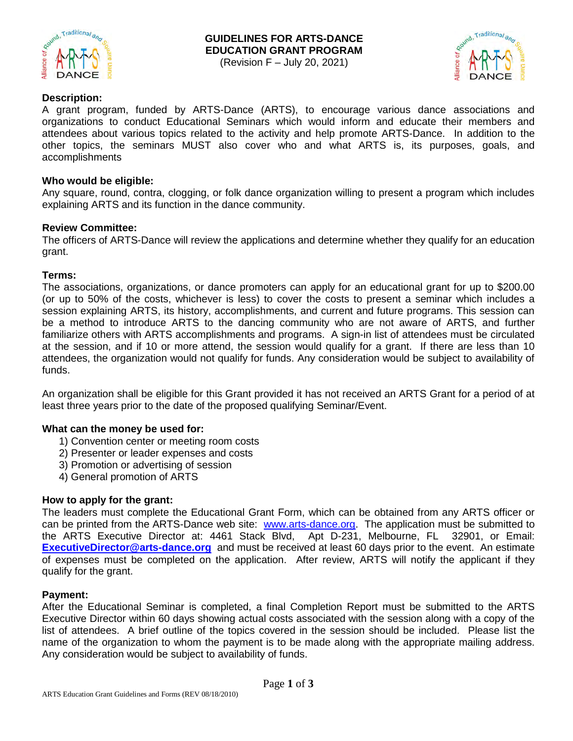# GUIDELINES FOR ARTS-DANCE EDUCATION GRANT PROGRAM

(Revision F – July 20, 2021)

**Description:**

A grant program, funded by ARTS-Dance (ARTS), to encourage various dance associations and organizations to conduct Educational Seminars which would inform and educate their members and attendees about various topics related to the activity and help promote ARTS-Dance. In addition to the other topics, the seminars MUST also cover who and what ARTS is, its purposes, goals, and accomplishments

**Who would be eligible:**

Any square, round, contra, clogging, or folk dance organization willing to present a program which includes explaining ARTS and its function in the dance community.

**Review Committee:**

The officers of ARTS-Dance will review the applications and determine whether they qualify for an education grant.

**Terms:**

The associations, organizations, or dance promoters can apply for an educational grant for up to $200.00 (or up to 50% of the costs, whichever is less) to cover the costs to present a seminar which includes a session explaining ARTS, its history, accomplishments, and current and future programs. This session can be a method to introduce ARTS to the dancing community who are not aware of ARTS, and further familiarize others with ARTS accomplishments and programs. A sign-in list of attendees must be circulated at the session, and if 10 or more attend, the session would qualify for a grant. If there are less than 10 attendees, the organization would not qualify for funds. Any consideration would be subject to availability of funds.

An organization shall be eligible for this Grant provided it has not received an ARTS Grant for a period of at least three years prior to the date of the proposed qualifying Seminar/Event.

**What can the money be used for:**

1) Convention center or meeting room costs
2) Presenter or leader expenses and costs
3) Promotion or advertising of session
4) General promotion of ARTS

**How to apply for the grant:**

The leaders must complete the Educational Grant Form, which can be obtained from any ARTS officer or can be printed from the ARTS-Dance web site: www.arts-dance.org. The application must be submitted to the ARTS Executive Director at: 4461 Stack Blvd, Apt D-231, Melbourne, FL 32901, or Email: **ExecutiveDirector@arts-dance.org** and must be received at least 60 days prior to the event. An estimate of expenses must be completed on the application. After review, ARTS will notify the applicant if they qualify for the grant.

**Payment:**

After the Educational Seminar is completed, a final Completion Report must be submitted to the ARTS Executive Director within 60 days showing actual costs associated with the session along with a copy of the list of attendees. A brief outline of the topics covered in the session should be included. Please list the name of the organization to whom the payment is to be made along with the appropriate mailing address. Any consideration would be subject to availability of funds.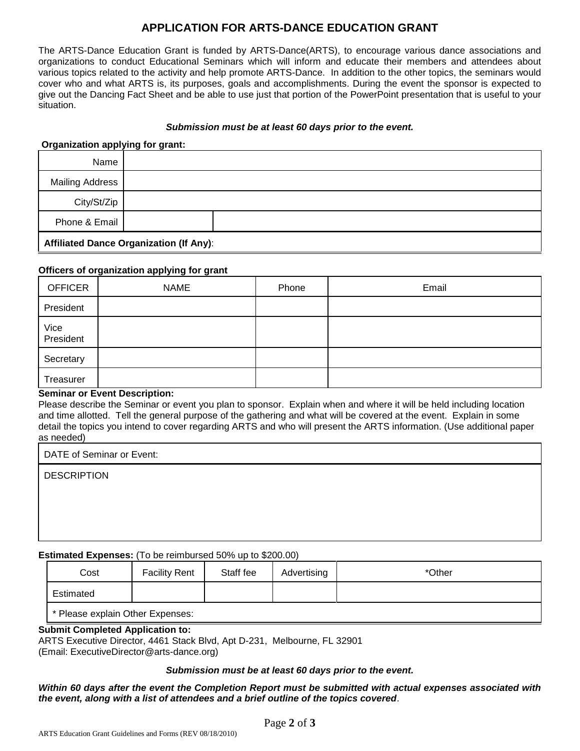# APPLICATION FOR ARTS-DANCE EDUCATION GRANT

The ARTS-Dance Education Grant is funded by ARTS-Dance(ARTS), to encourage various dance associations and organizations to conduct Educational Seminars which will inform and educate their members and attendees about various topics related to the activity and help promote ARTS-Dance. In addition to the other topics, the seminars would cover who and what ARTS is, its purposes, goals and accomplishments. During the event the sponsor is expected to give out the Dancing Fact Sheet and be able to use just that portion of the PowerPoint presentation that is useful to your situation.

***Submission must be at least 60 days prior to the event.***

**Organization applying for grant:**

| | | |
|---|---|---|
| Name | | |
| Mailing Address | | |
| City/St/Zip | | |
| Phone & Email | | |
| **Affiliated Dance Organization (If Any)**: | | |

**Officers of organization applying for grant**

| OFFICER | NAME | Phone | Email |
|---|---|---|---|
| President | | | |
| Vice President | | | |
| Secretary | | | |
| Treasurer | | | |

**Seminar or Event Description:**
Please describe the Seminar or event you plan to sponsor. Explain when and where it will be held including location and time allotted. Tell the general purpose of the gathering and what will be covered at the event. Explain in some detail the topics you intend to cover regarding ARTS and who will present the ARTS information. (Use additional paper as needed)

| DATE of Seminar or Event: |
|---|
| DESCRIPTION |

**Estimated Expenses:** (To be reimbursed 50% up to $200.00)

| Cost | Facility Rent | Staff fee | Advertising | *Other |
|---|---|---|---|---|
| Estimated | | | | |
| * Please explain Other Expenses: | | | | |

**Submit Completed Application to:**
ARTS Executive Director, 4461 Stack Blvd, Apt D-231, Melbourne, FL 32901
(Email: ExecutiveDirector@arts-dance.org)

***Submission must be at least 60 days prior to the event.***

***Within 60 days after the event the Completion Report must be submitted with actual expenses associated with the event, along with a list of attendees and a brief outline of the topics covered***.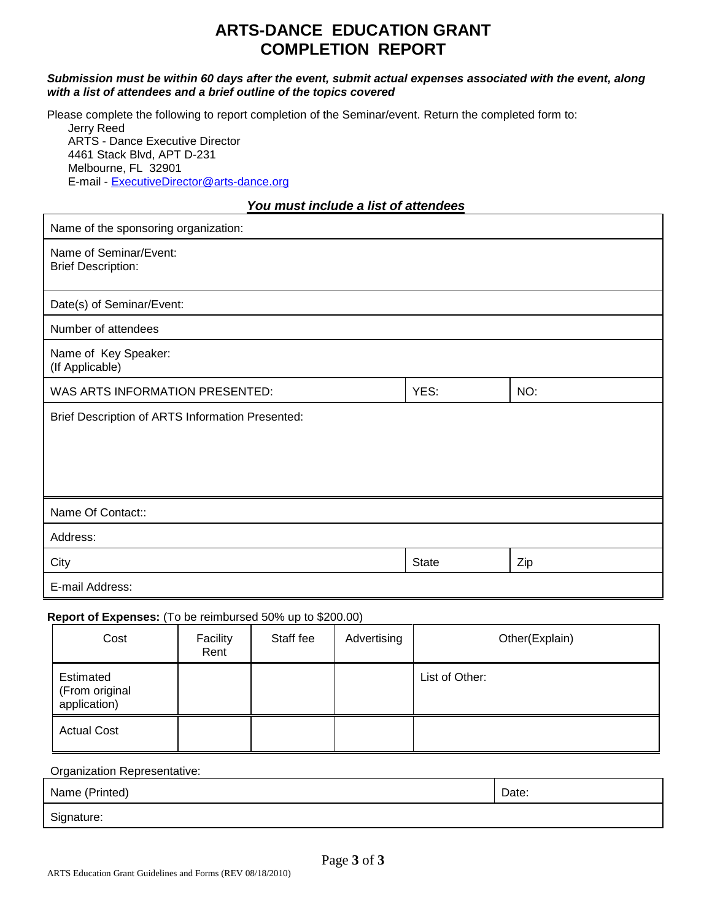# ARTS-DANCE EDUCATION GRANT COMPLETION REPORT

***Submission must be within 60 days after the event, submit actual expenses associated with the event, along with a list of attendees and a brief outline of the topics covered***

Please complete the following to report completion of the Seminar/event. Return the completed form to:

Jerry Reed
ARTS - Dance Executive Director
4461 Stack Blvd, APT D-231
Melbourne, FL 32901
E-mail - ExecutiveDirector@arts-dance.org

***You must include a list of attendees***

| | | |
|---|---|---|
| Name of the sponsoring organization: | | |
| Name of Seminar/Event:<br>Brief Description: | | |
| Date(s) of Seminar/Event: | | |
| Number of attendees | | |
| Name of Key Speaker:<br>(If Applicable) | | |
| WAS ARTS INFORMATION PRESENTED: | YES: | NO: |
| Brief Description of ARTS Information Presented: | | |
| Name Of Contact:: | | |
| Address: | | |
| City | State | Zip |
| E-mail Address: | | |

**Report of Expenses:** (To be reimbursed 50% up to $200.00)

| Cost | Facility Rent | Staff fee | Advertising | Other(Explain) |
|---|---|---|---|---|
| Estimated (From original application) | | | | List of Other: |
| Actual Cost | | | | |

Organization Representative:

| | |
|---|---|
| Name (Printed) | Date: |
| Signature: | |

ARTS Education Grant Guidelines and Forms (REV 08/18/2010)